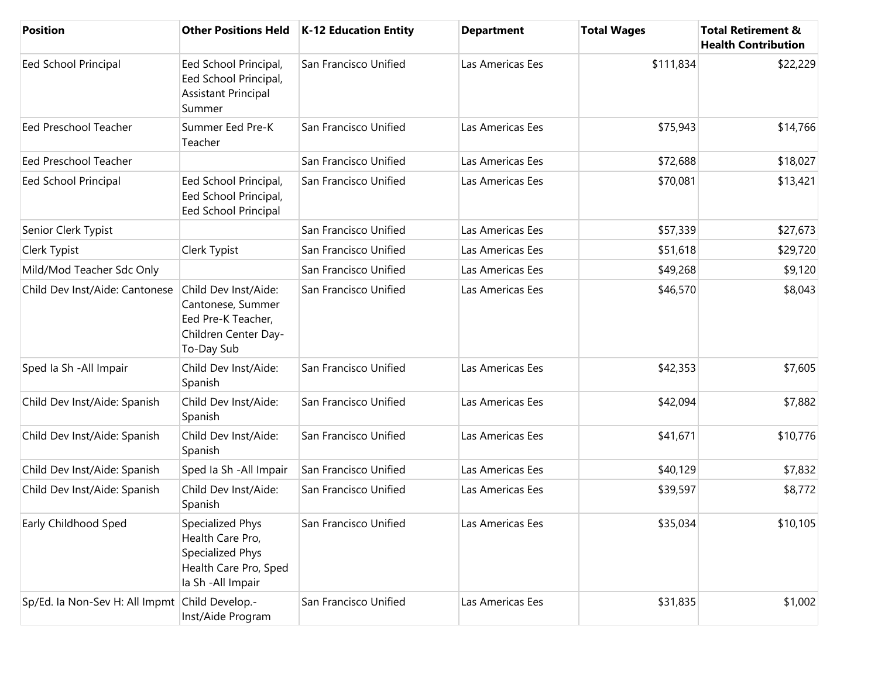| Position | Other Positions Held | K-12 Education Entity | Department | Total Wages | Total Retirement & Health Contribution |
|---|---|---|---|---|---|
| Eed School Principal | Eed School Principal, Eed School Principal, Assistant Principal Summer | San Francisco Unified | Las Americas Ees | $111,834 | $22,229 |
| Eed Preschool Teacher | Summer Eed Pre-K Teacher | San Francisco Unified | Las Americas Ees | $75,943 | $14,766 |
| Eed Preschool Teacher | | San Francisco Unified | Las Americas Ees | $72,688 | $18,027 |
| Eed School Principal | Eed School Principal, Eed School Principal, Eed School Principal | San Francisco Unified | Las Americas Ees | $70,081 | $13,421 |
| Senior Clerk Typist | | San Francisco Unified | Las Americas Ees | $57,339 | $27,673 |
| Clerk Typist | Clerk Typist | San Francisco Unified | Las Americas Ees | $51,618 | $29,720 |
| Mild/Mod Teacher Sdc Only | | San Francisco Unified | Las Americas Ees | $49,268 | $9,120 |
| Child Dev Inst/Aide: Cantonese | Child Dev Inst/Aide: Cantonese, Summer Eed Pre-K Teacher, Children Center Day-To-Day Sub | San Francisco Unified | Las Americas Ees | $46,570 | $8,043 |
| Sped Ia Sh -All Impair | Child Dev Inst/Aide: Spanish | San Francisco Unified | Las Americas Ees | $42,353 | $7,605 |
| Child Dev Inst/Aide: Spanish | Child Dev Inst/Aide: Spanish | San Francisco Unified | Las Americas Ees | $42,094 | $7,882 |
| Child Dev Inst/Aide: Spanish | Child Dev Inst/Aide: Spanish | San Francisco Unified | Las Americas Ees | $41,671 | $10,776 |
| Child Dev Inst/Aide: Spanish | Sped Ia Sh -All Impair | San Francisco Unified | Las Americas Ees | $40,129 | $7,832 |
| Child Dev Inst/Aide: Spanish | Child Dev Inst/Aide: Spanish | San Francisco Unified | Las Americas Ees | $39,597 | $8,772 |
| Early Childhood Sped | Specialized Phys Health Care Pro, Specialized Phys Health Care Pro, Sped Ia Sh -All Impair | San Francisco Unified | Las Americas Ees | $35,034 | $10,105 |
| Sp/Ed. Ia Non-Sev H: All Impmt | Child Develop.-Inst/Aide Program | San Francisco Unified | Las Americas Ees | $31,835 | $1,002 |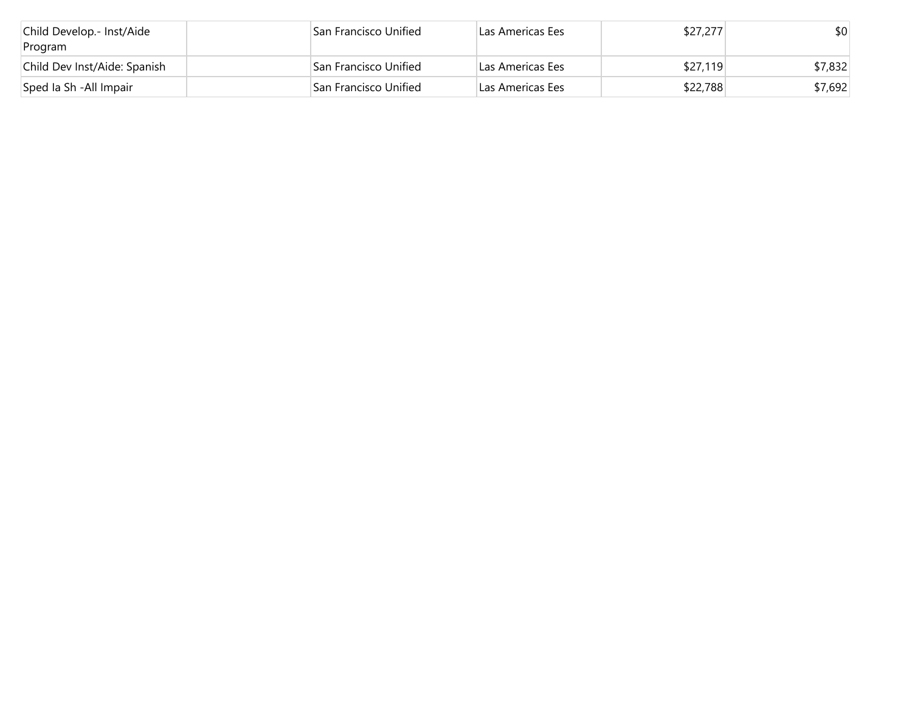| | | | | | |
|---|---|---|---|---|---|
| Child Develop.- Inst/Aide Program | | San Francisco Unified | Las Americas Ees | $27,277 | $0 |
| Child Dev Inst/Aide: Spanish | | San Francisco Unified | Las Americas Ees | $27,119 | $7,832 |
| Sped Ia Sh -All Impair | | San Francisco Unified | Las Americas Ees | $22,788 | $7,692 |